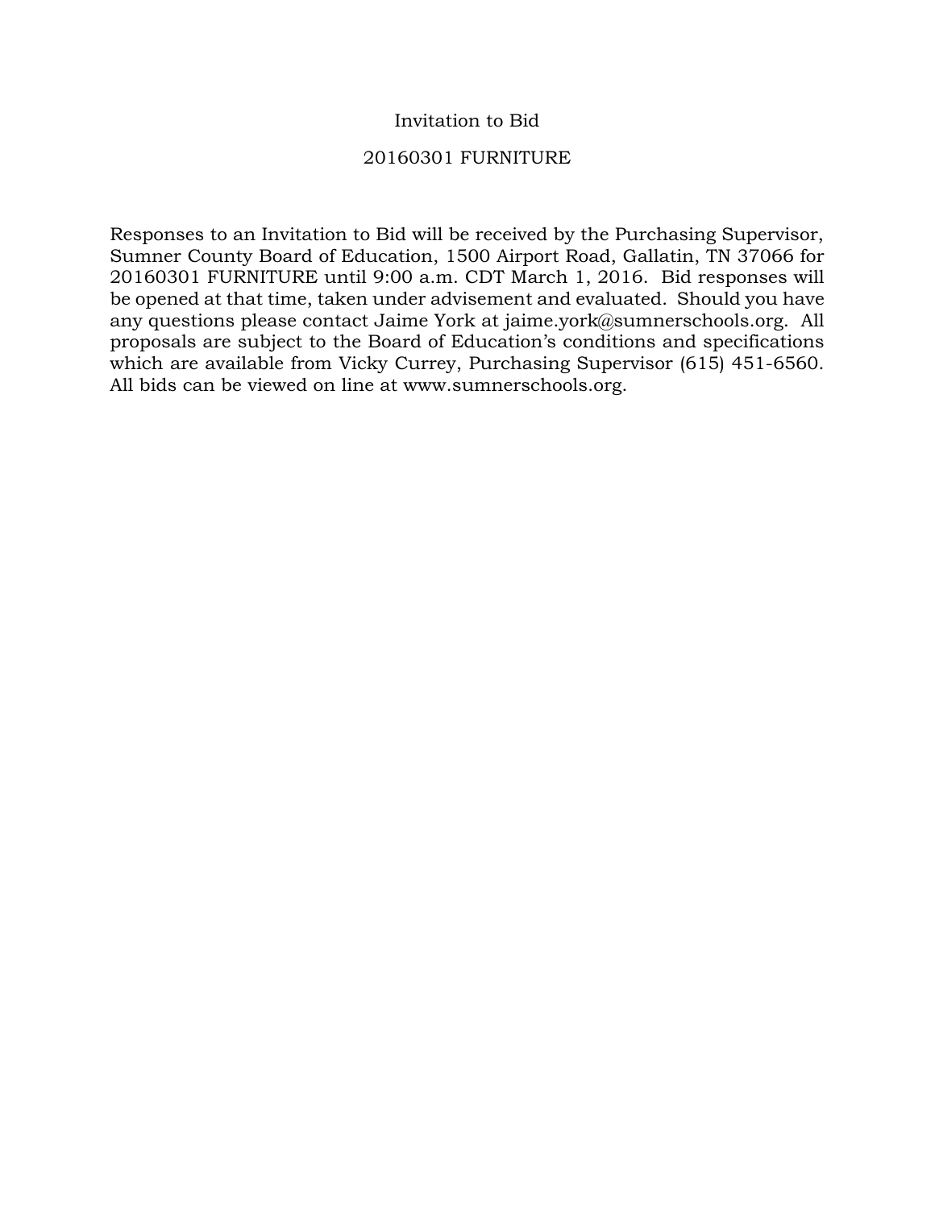# Invitation to Bid

## 20160301 FURNITURE

Responses to an Invitation to Bid will be received by the Purchasing Supervisor, Sumner County Board of Education, 1500 Airport Road, Gallatin, TN 37066 for 20160301 FURNITURE until 9:00 a.m. CDT March 1, 2016. Bid responses will be opened at that time, taken under advisement and evaluated. Should you have any questions please contact Jaime York at jaime.york@sumnerschools.org. All proposals are subject to the Board of Education's conditions and specifications which are available from Vicky Currey, Purchasing Supervisor (615) 451-6560. All bids can be viewed on line at www.sumnerschools.org.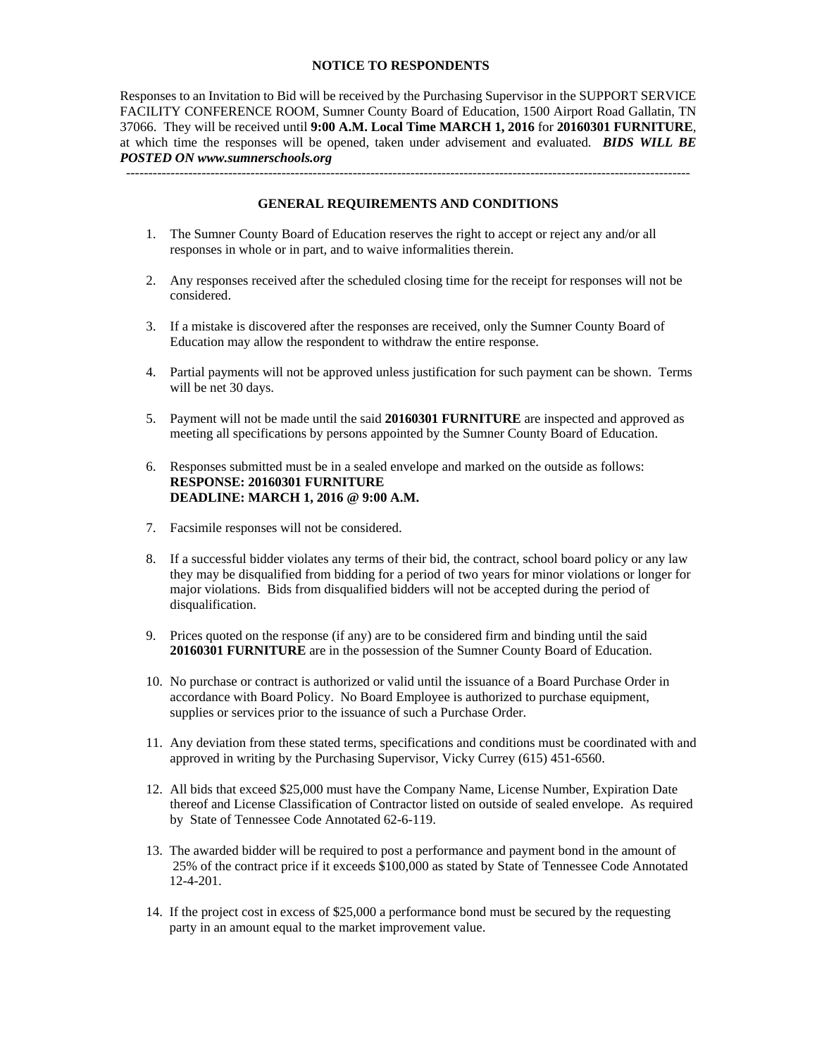## NOTICE TO RESPONDENTS

Responses to an Invitation to Bid will be received by the Purchasing Supervisor in the SUPPORT SERVICE FACILITY CONFERENCE ROOM, Sumner County Board of Education, 1500 Airport Road Gallatin, TN 37066. They will be received until **9:00 A.M. Local Time MARCH 1, 2016** for **20160301 FURNITURE**, at which time the responses will be opened, taken under advisement and evaluated. ***BIDS WILL BE POSTED ON www.sumnerschools.org***

---

## GENERAL REQUIREMENTS AND CONDITIONS

1. The Sumner County Board of Education reserves the right to accept or reject any and/or all responses in whole or in part, and to waive informalities therein.

2. Any responses received after the scheduled closing time for the receipt for responses will not be considered.

3. If a mistake is discovered after the responses are received, only the Sumner County Board of Education may allow the respondent to withdraw the entire response.

4. Partial payments will not be approved unless justification for such payment can be shown. Terms will be net 30 days.

5. Payment will not be made until the said **20160301 FURNITURE** are inspected and approved as meeting all specifications by persons appointed by the Sumner County Board of Education.

6. Responses submitted must be in a sealed envelope and marked on the outside as follows:
   **RESPONSE: 20160301 FURNITURE**
   **DEADLINE: MARCH 1, 2016 @ 9:00 A.M.**

7. Facsimile responses will not be considered.

8. If a successful bidder violates any terms of their bid, the contract, school board policy or any law they may be disqualified from bidding for a period of two years for minor violations or longer for major violations. Bids from disqualified bidders will not be accepted during the period of disqualification.

9. Prices quoted on the response (if any) are to be considered firm and binding until the said **20160301 FURNITURE** are in the possession of the Sumner County Board of Education.

10. No purchase or contract is authorized or valid until the issuance of a Board Purchase Order in accordance with Board Policy. No Board Employee is authorized to purchase equipment, supplies or services prior to the issuance of such a Purchase Order.

11. Any deviation from these stated terms, specifications and conditions must be coordinated with and approved in writing by the Purchasing Supervisor, Vicky Currey (615) 451-6560.

12. All bids that exceed $25,000 must have the Company Name, License Number, Expiration Date thereof and License Classification of Contractor listed on outside of sealed envelope. As required by State of Tennessee Code Annotated 62-6-119.

13. The awarded bidder will be required to post a performance and payment bond in the amount of 25% of the contract price if it exceeds $100,000 as stated by State of Tennessee Code Annotated 12-4-201.

14. If the project cost in excess of $25,000 a performance bond must be secured by the requesting party in an amount equal to the market improvement value.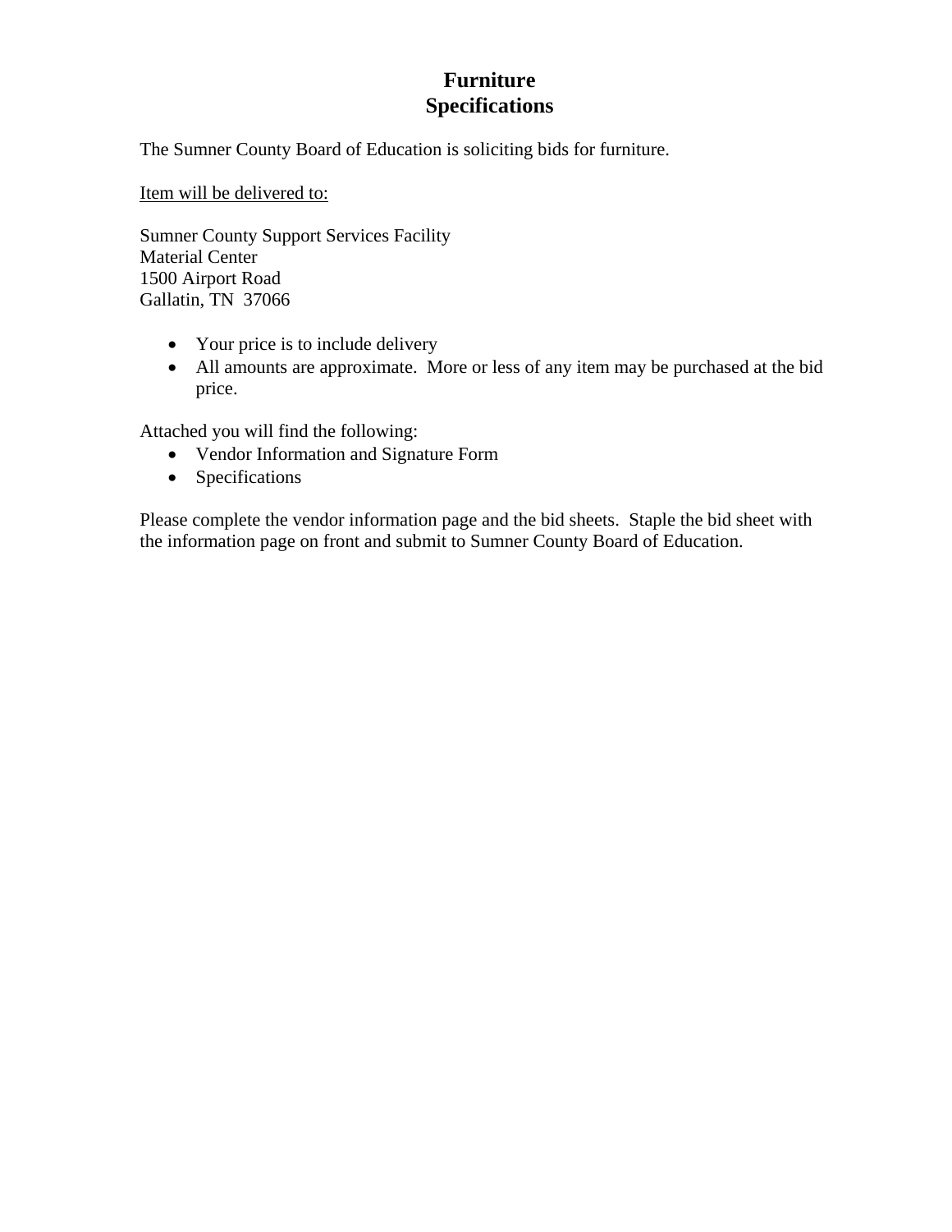# Furniture
# Specifications

The Sumner County Board of Education is soliciting bids for furniture.

Item will be delivered to:

Sumner County Support Services Facility
Material Center
1500 Airport Road
Gallatin, TN 37066

- Your price is to include delivery
- All amounts are approximate. More or less of any item may be purchased at the bid price.

Attached you will find the following:

- Vendor Information and Signature Form
- Specifications

Please complete the vendor information page and the bid sheets. Staple the bid sheet with the information page on front and submit to Sumner County Board of Education.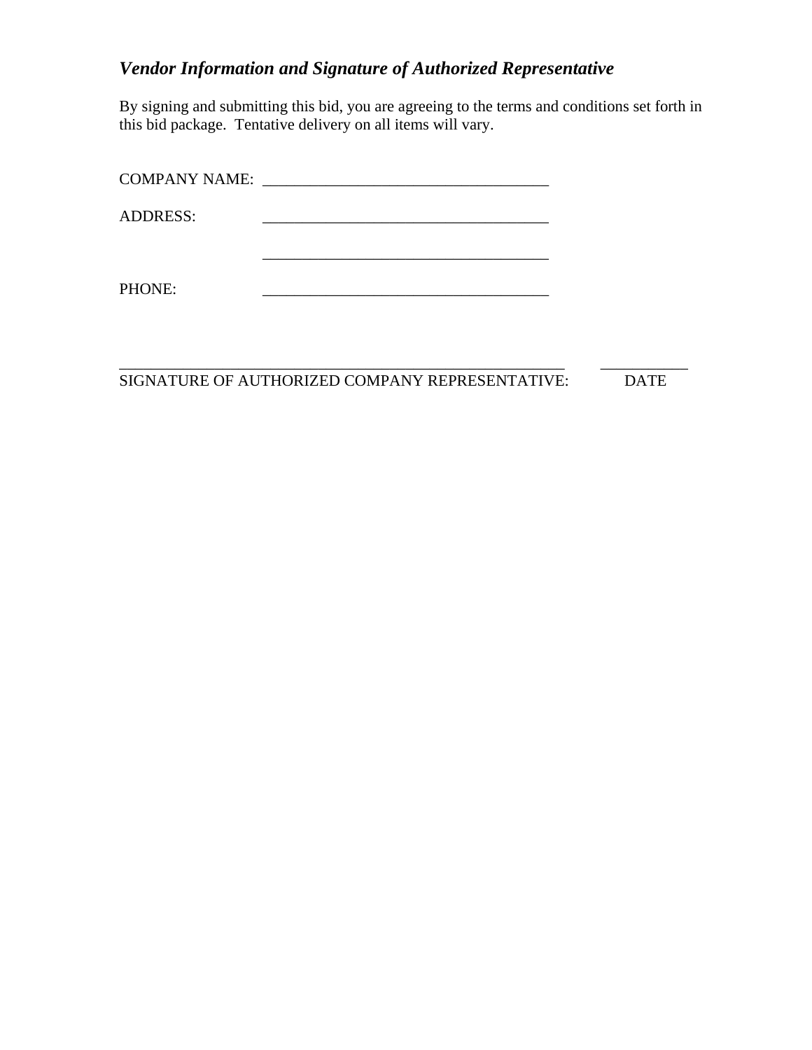### *Vendor Information and Signature of Authorized Representative*

By signing and submitting this bid, you are agreeing to the terms and conditions set forth in this bid package. Tentative delivery on all items will vary.

COMPANY NAME: ____________________________________

ADDRESS: ____________________________________

____________________________________

PHONE: ____________________________________

__________________________________________________________ ___________

SIGNATURE OF AUTHORIZED COMPANY REPRESENTATIVE: DATE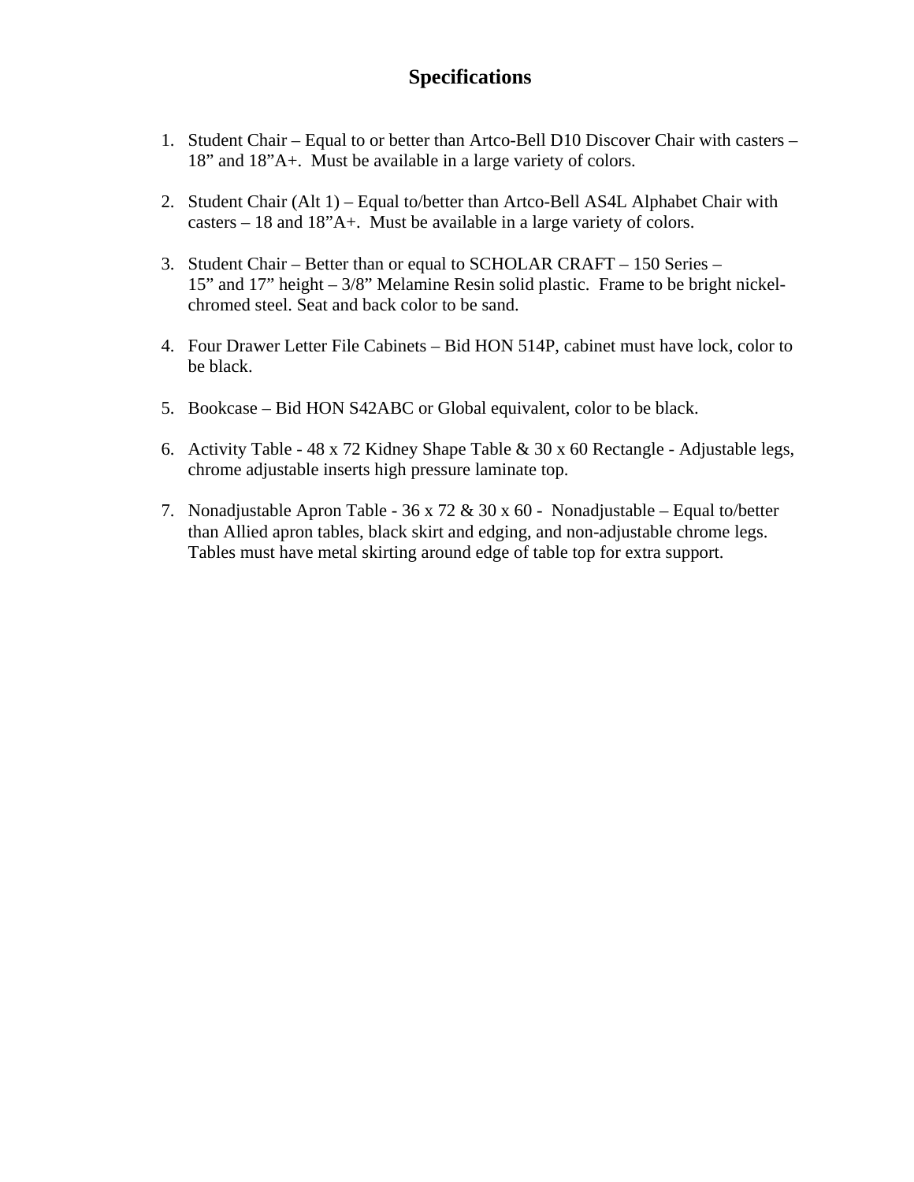# Specifications

1. Student Chair – Equal to or better than Artco-Bell D10 Discover Chair with casters – 18" and 18"A+. Must be available in a large variety of colors.

2. Student Chair (Alt 1) – Equal to/better than Artco-Bell AS4L Alphabet Chair with casters – 18 and 18"A+. Must be available in a large variety of colors.

3. Student Chair – Better than or equal to SCHOLAR CRAFT – 150 Series – 15" and 17" height – 3/8" Melamine Resin solid plastic. Frame to be bright nickel-chromed steel. Seat and back color to be sand.

4. Four Drawer Letter File Cabinets – Bid HON 514P, cabinet must have lock, color to be black.

5. Bookcase – Bid HON S42ABC or Global equivalent, color to be black.

6. Activity Table - 48 x 72 Kidney Shape Table & 30 x 60 Rectangle - Adjustable legs, chrome adjustable inserts high pressure laminate top.

7. Nonadjustable Apron Table - 36 x 72 & 30 x 60 - Nonadjustable – Equal to/better than Allied apron tables, black skirt and edging, and non-adjustable chrome legs. Tables must have metal skirting around edge of table top for extra support.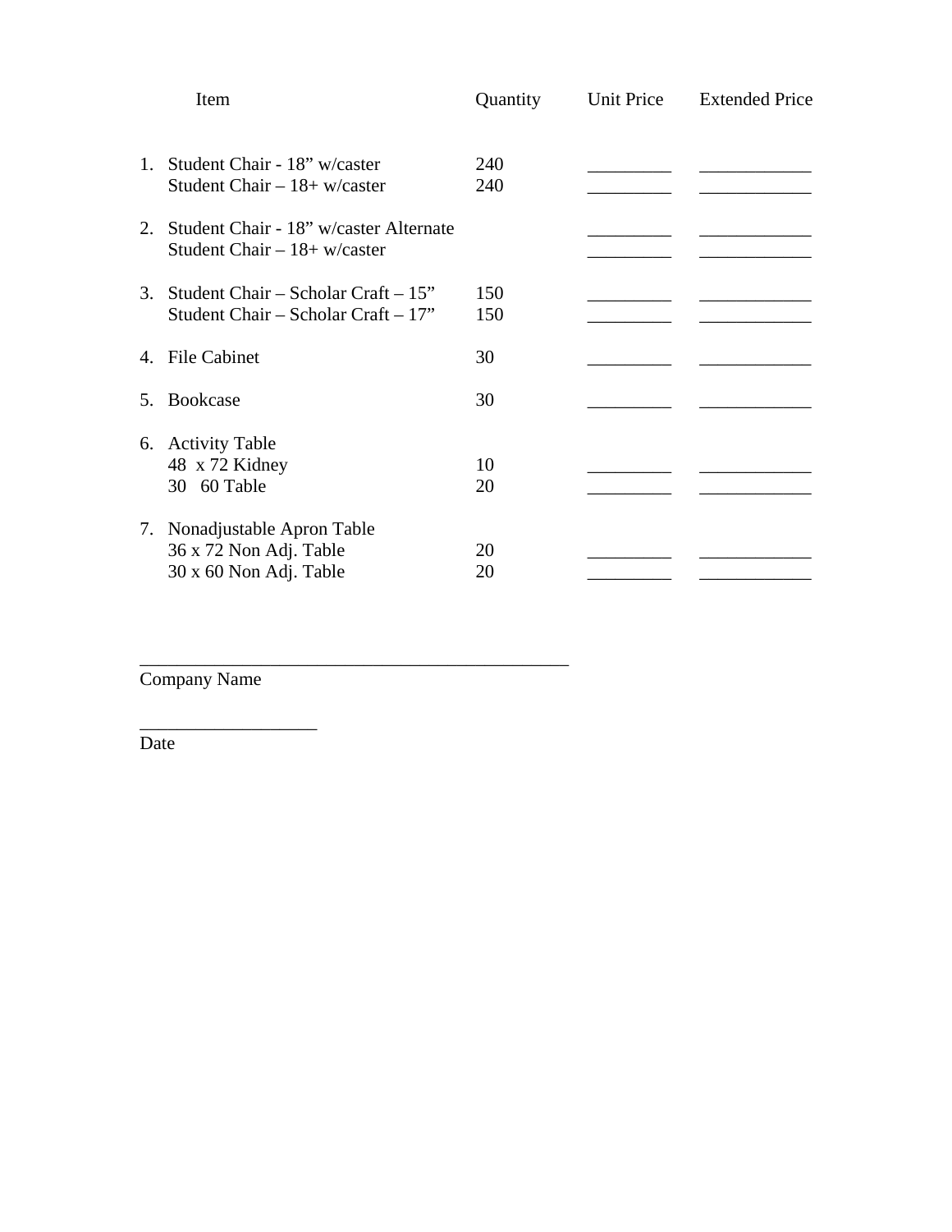| Item | Quantity | Unit Price | Extended Price |
|---|---|---|---|
| 1. Student Chair - 18” w/caster | 240 | _________ | ____________ |
| Student Chair – 18+ w/caster | 240 | _________ | ____________ |
| 2. Student Chair - 18” w/caster Alternate | | _________ | ____________ |
| Student Chair – 18+ w/caster | | _________ | ____________ |
| 3. Student Chair – Scholar Craft – 15” | 150 | _________ | ____________ |
| Student Chair – Scholar Craft – 17” | 150 | _________ | ____________ |
| 4. File Cabinet | 30 | _________ | ____________ |
| 5. Bookcase | 30 | _________ | ____________ |
| 6. Activity Table | | | |
| 48 x 72 Kidney | 10 | _________ | ____________ |
| 30 60 Table | 20 | _________ | ____________ |
| 7. Nonadjustable Apron Table | | | |
| 36 x 72 Non Adj. Table | 20 | _________ | ____________ |
| 30 x 60 Non Adj. Table | 20 | _________ | ____________ |

_______________________________________________
Company Name

___________________
Date